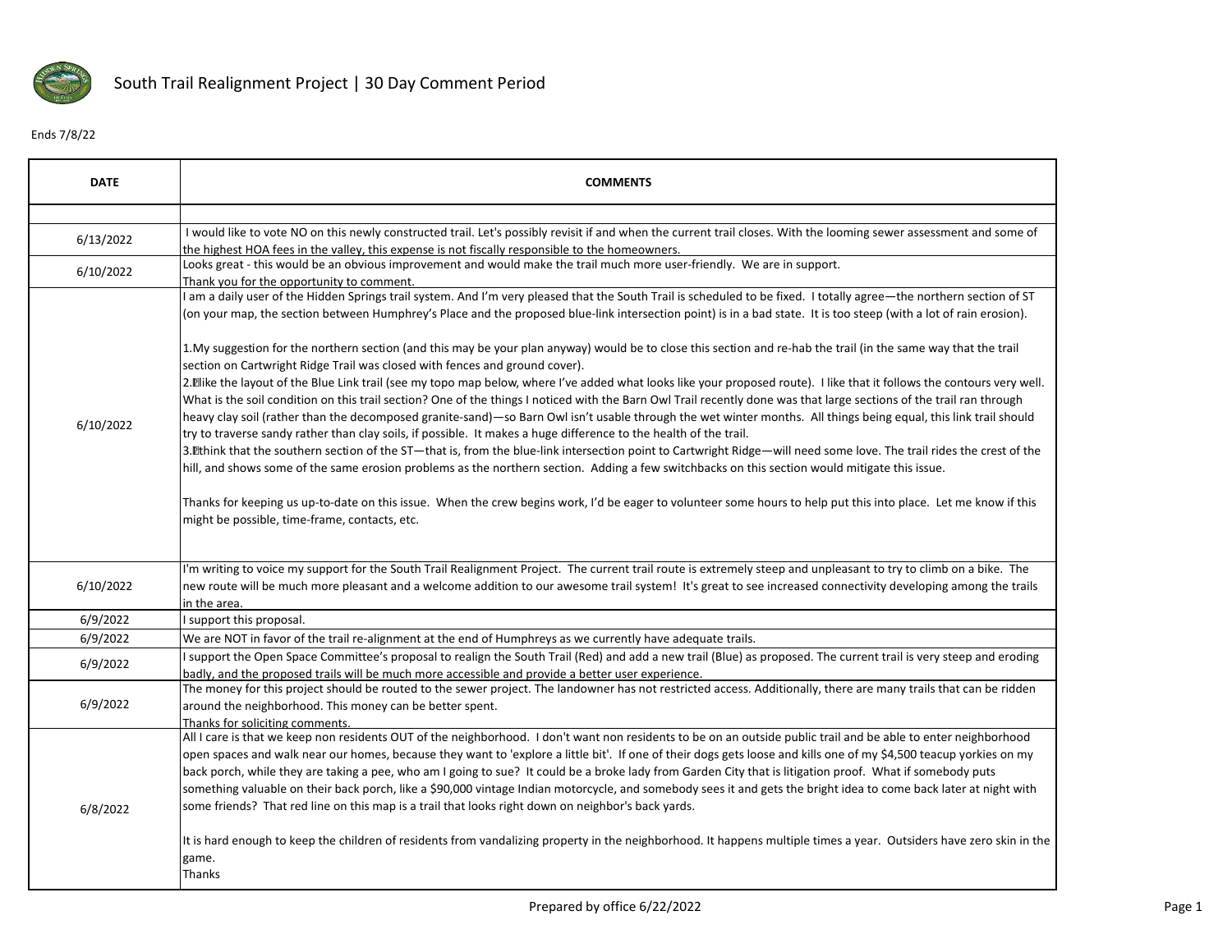# South Trail Realignment Project | 30 Day Comment Period

Ends 7/8/22

| DATE | COMMENTS |
|---|---|
| | |
| 6/13/2022 | I would like to vote NO on this newly constructed trail. Let's possibly revisit if and when the current trail closes. With the looming sewer assessment and some of the highest HOA fees in the valley, this expense is not fiscally responsible to the homeowners. |
| 6/10/2022 | Looks great - this would be an obvious improvement and would make the trail much more user-friendly. We are in support.<br>Thank you for the opportunity to comment. |
| 6/10/2022 | I am a daily user of the Hidden Springs trail system. And I'm very pleased that the South Trail is scheduled to be fixed. I totally agree—the northern section of ST (on your map, the section between Humphrey's Place and the proposed blue-link intersection point) is in a bad state. It is too steep (with a lot of rain erosion).<br><br>1.My suggestion for the northern section (and this may be your plan anyway) would be to close this section and re-hab the trail (in the same way that the trail section on Cartwright Ridge Trail was closed with fences and ground cover).<br>2.I like the layout of the Blue Link trail (see my topo map below, where I've added what looks like your proposed route). I like that it follows the contours very well. What is the soil condition on this trail section? One of the things I noticed with the Barn Owl Trail recently done was that large sections of the trail ran through heavy clay soil (rather than the decomposed granite-sand)—so Barn Owl isn't usable through the wet winter months. All things being equal, this link trail should try to traverse sandy rather than clay soils, if possible. It makes a huge difference to the health of the trail.<br>3.I think that the southern section of the ST—that is, from the blue-link intersection point to Cartwright Ridge—will need some love. The trail rides the crest of the hill, and shows some of the same erosion problems as the northern section. Adding a few switchbacks on this section would mitigate this issue.<br><br>Thanks for keeping us up-to-date on this issue. When the crew begins work, I'd be eager to volunteer some hours to help put this into place. Let me know if this might be possible, time-frame, contacts, etc. |
| 6/10/2022 | I'm writing to voice my support for the South Trail Realignment Project. The current trail route is extremely steep and unpleasant to try to climb on a bike. The new route will be much more pleasant and a welcome addition to our awesome trail system! It's great to see increased connectivity developing among the trails in the area. |
| 6/9/2022 | I support this proposal. |
| 6/9/2022 | We are NOT in favor of the trail re-alignment at the end of Humphreys as we currently have adequate trails. |
| 6/9/2022 | I support the Open Space Committee's proposal to realign the South Trail (Red) and add a new trail (Blue) as proposed. The current trail is very steep and eroding badly, and the proposed trails will be much more accessible and provide a better user experience. |
| 6/9/2022 | The money for this project should be routed to the sewer project. The landowner has not restricted access. Additionally, there are many trails that can be ridden around the neighborhood. This money can be better spent.<br>Thanks for soliciting comments. |
| 6/8/2022 | All I care is that we keep non residents OUT of the neighborhood. I don't want non residents to be on an outside public trail and be able to enter neighborhood open spaces and walk near our homes, because they want to 'explore a little bit'. If one of their dogs gets loose and kills one of my $4,500 teacup yorkies on my back porch, while they are taking a pee, who am I going to sue? It could be a broke lady from Garden City that is litigation proof. What if somebody puts something valuable on their back porch, like a $90,000 vintage Indian motorcycle, and somebody sees it and gets the bright idea to come back later at night with some friends? That red line on this map is a trail that looks right down on neighbor's back yards.<br><br>It is hard enough to keep the children of residents from vandalizing property in the neighborhood. It happens multiple times a year. Outsiders have zero skin in the game.<br>Thanks |

Prepared by office 6/22/2022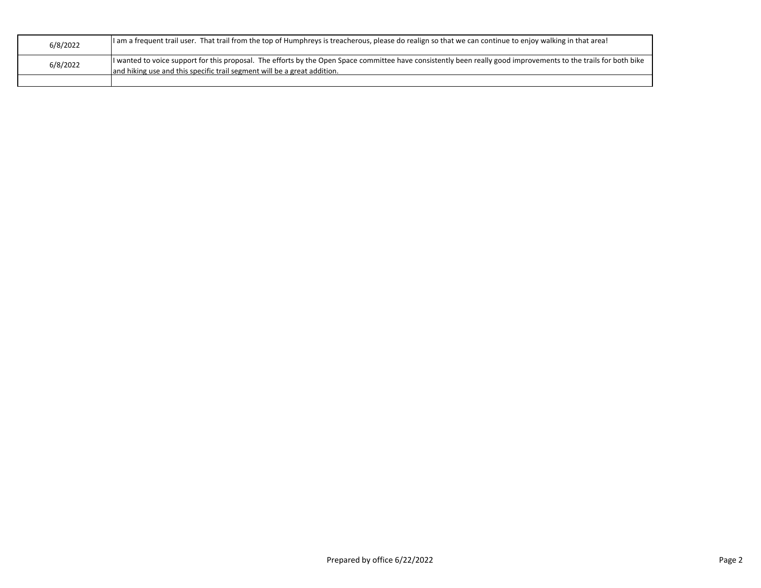| | |
|---|---|
| 6/8/2022 | I am a frequent trail user. That trail from the top of Humphreys is treacherous, please do realign so that we can continue to enjoy walking in that area! |
| 6/8/2022 | I wanted to voice support for this proposal. The efforts by the Open Space committee have consistently been really good improvements to the trails for both bike and hiking use and this specific trail segment will be a great addition. |
| | |

Prepared by office 6/22/2022